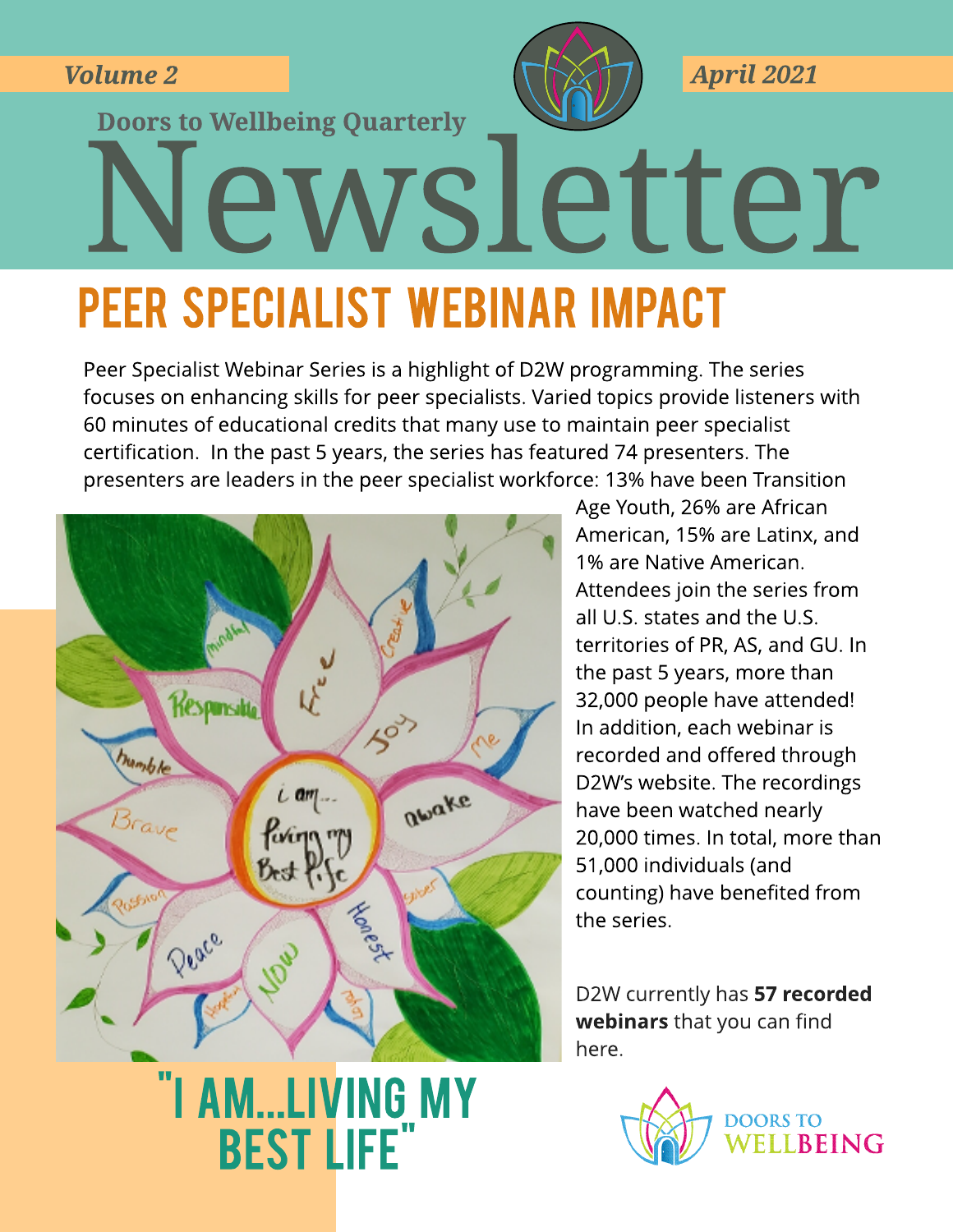Volume 2

April 2021

Doors to Wellbeing Quarterly

# Newsletter

## PEER SPECIALIST WEBINAR IMPACT

Peer Specialist Webinar Series is a highlight of D2W programming. The series focuses on enhancing skills for peer specialists. Varied topics provide listeners with 60 minutes of educational credits that many use to maintain peer specialist certification. In the past 5 years, the series has featured 74 presenters. The presenters are leaders in the peer specialist workforce: 13% have been Transition Age Youth, 26% are African American, 15% are Latinx, and 1% are Native American. Attendees join the series from all U.S. states and the U.S. territories of PR, AS, and GU. In the past 5 years, more than 32,000 people have attended! In addition, each webinar is recorded and offered through D2W's website. The recordings have been watched nearly 20,000 times. In total, more than 51,000 individuals (and counting) have benefited from the series.

D2W currently has **57 recorded webinars** that you can find here.

"I AM...LIVING MY BEST LIFE"

DOORS TO WELLBEING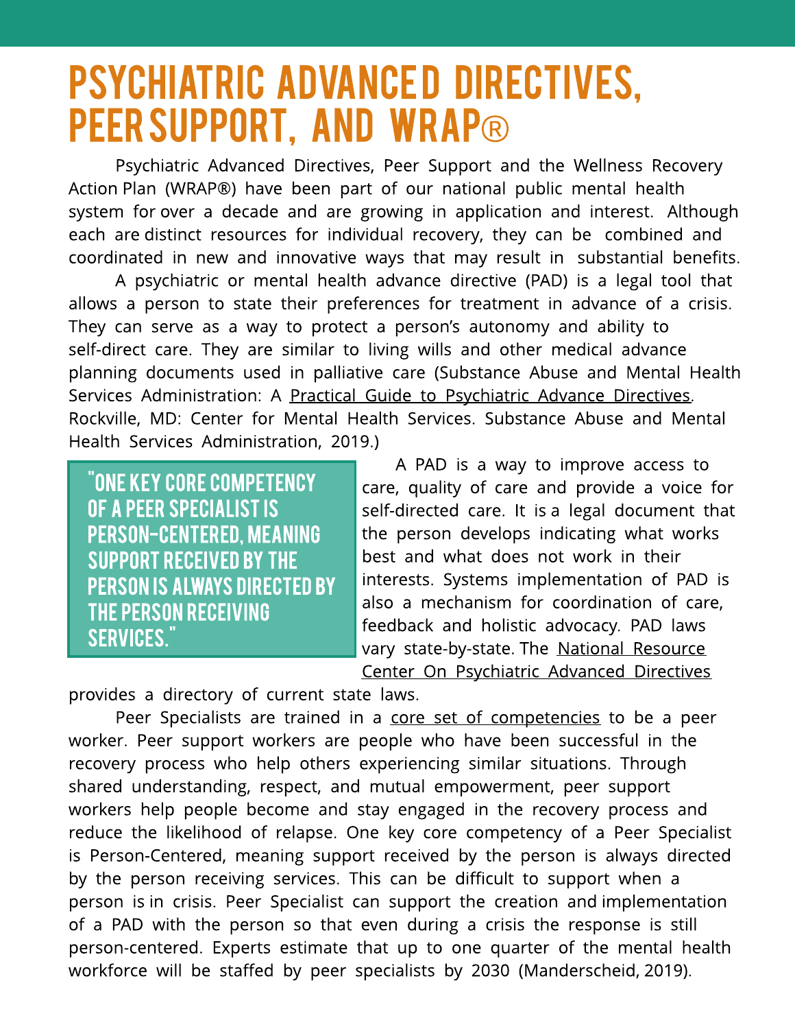# PSYCHIATRIC ADVANCED DIRECTIVES, PEER SUPPORT, AND WRAP®

Psychiatric Advanced Directives, Peer Support and the Wellness Recovery Action Plan (WRAP®) have been part of our national public mental health system for over a decade and are growing in application and interest. Although each are distinct resources for individual recovery, they can be combined and coordinated in new and innovative ways that may result in substantial benefits.

A psychiatric or mental health advance directive (PAD) is a legal tool that allows a person to state their preferences for treatment in advance of a crisis. They can serve as a way to protect a person's autonomy and ability to self-direct care. They are similar to living wills and other medical advance planning documents used in palliative care (Substance Abuse and Mental Health Services Administration: A Practical Guide to Psychiatric Advance Directives. Rockville, MD: Center for Mental Health Services. Substance Abuse and Mental Health Services Administration, 2019.)

> "ONE KEY CORE COMPETENCY OF A PEER SPECIALIST IS PERSON-CENTERED, MEANING SUPPORT RECEIVED BY THE PERSON IS ALWAYS DIRECTED BY THE PERSON RECEIVING SERVICES."

A PAD is a way to improve access to care, quality of care and provide a voice for self-directed care. It is a legal document that the person develops indicating what works best and what does not work in their interests. Systems implementation of PAD is also a mechanism for coordination of care, feedback and holistic advocacy. PAD laws vary state-by-state. The National Resource Center On Psychiatric Advanced Directives provides a directory of current state laws.

Peer Specialists are trained in a core set of competencies to be a peer worker. Peer support workers are people who have been successful in the recovery process who help others experiencing similar situations. Through shared understanding, respect, and mutual empowerment, peer support workers help people become and stay engaged in the recovery process and reduce the likelihood of relapse. One key core competency of a Peer Specialist is Person-Centered, meaning support received by the person is always directed by the person receiving services. This can be difficult to support when a person is in crisis. Peer Specialist can support the creation and implementation of a PAD with the person so that even during a crisis the response is still person-centered. Experts estimate that up to one quarter of the mental health workforce will be staffed by peer specialists by 2030 (Manderscheid, 2019).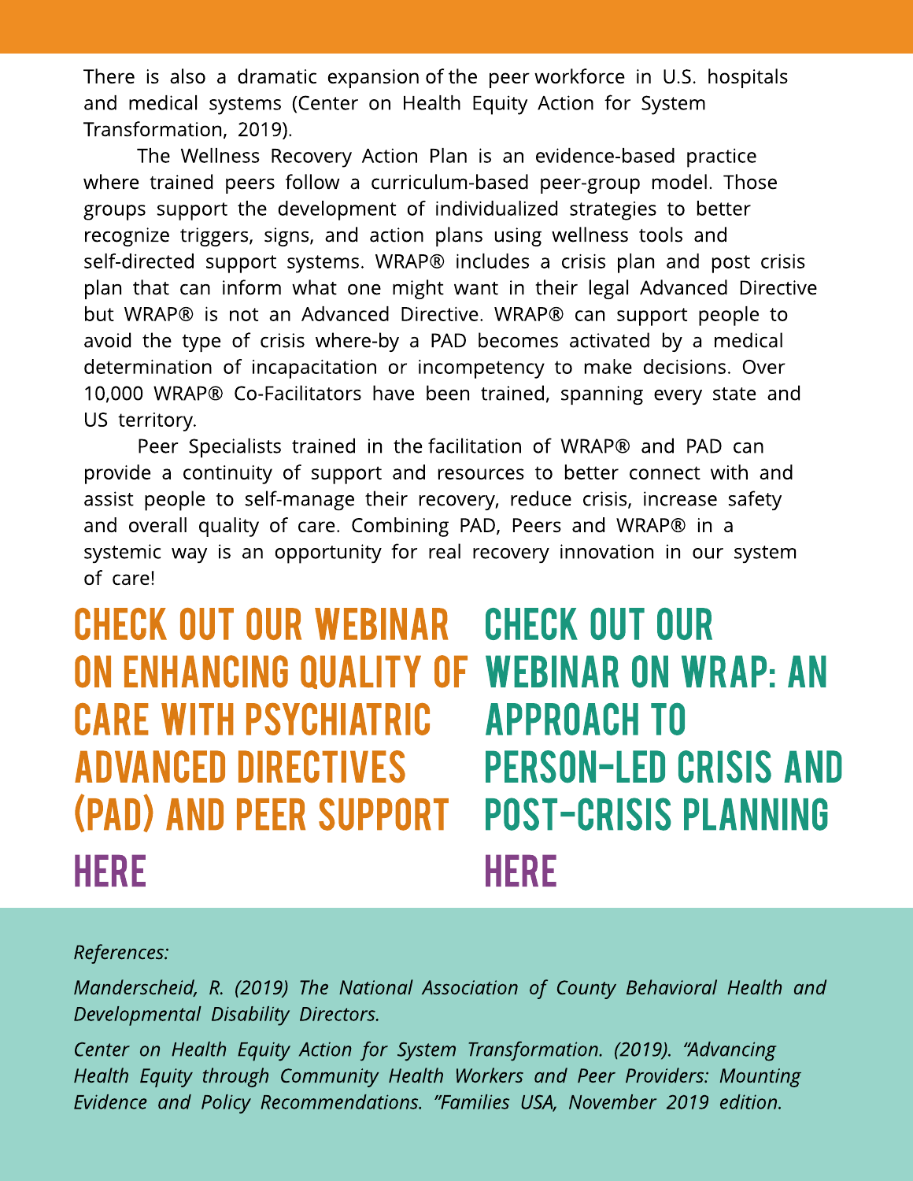There is also a dramatic expansion of the peer workforce in U.S. hospitals and medical systems (Center on Health Equity Action for System Transformation, 2019).

The Wellness Recovery Action Plan is an evidence-based practice where trained peers follow a curriculum-based peer-group model. Those groups support the development of individualized strategies to better recognize triggers, signs, and action plans using wellness tools and self-directed support systems. WRAP® includes a crisis plan and post crisis plan that can inform what one might want in their legal Advanced Directive but WRAP® is not an Advanced Directive. WRAP® can support people to avoid the type of crisis where-by a PAD becomes activated by a medical determination of incapacitation or incompetency to make decisions. Over 10,000 WRAP® Co-Facilitators have been trained, spanning every state and US territory.

Peer Specialists trained in the facilitation of WRAP® and PAD can provide a continuity of support and resources to better connect with and assist people to self-manage their recovery, reduce crisis, increase safety and overall quality of care. Combining PAD, Peers and WRAP® in a systemic way is an opportunity for real recovery innovation in our system of care!

## CHECK OUT OUR WEBINAR ON ENHANCING QUALITY OF CARE WITH PSYCHIATRIC ADVANCED DIRECTIVES (PAD) AND PEER SUPPORT

## HERE

## CHECK OUT OUR WEBINAR ON WRAP: AN APPROACH TO PERSON-LED CRISIS AND POST-CRISIS PLANNING

## HERE

*References:*

*Manderscheid, R. (2019) The National Association of County Behavioral Health and Developmental Disability Directors.*

*Center on Health Equity Action for System Transformation. (2019). "Advancing Health Equity through Community Health Workers and Peer Providers: Mounting Evidence and Policy Recommendations. "Families USA, November 2019 edition.*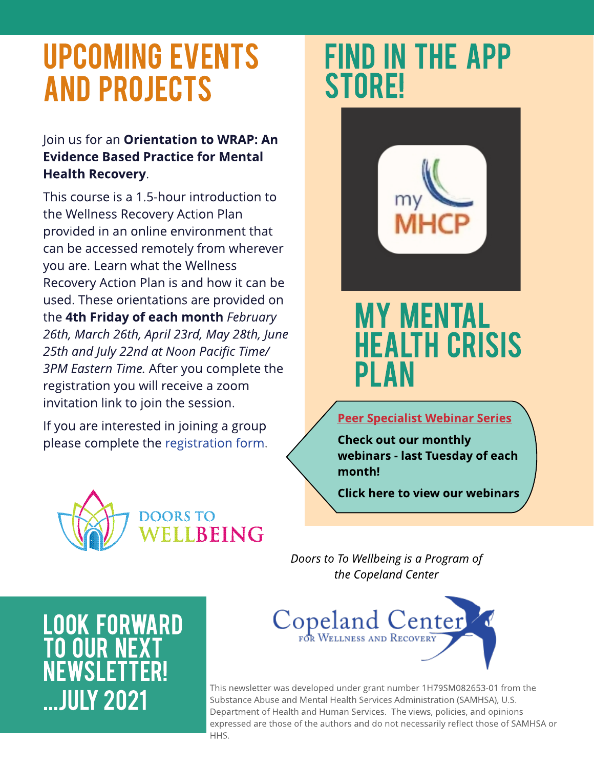# UPCOMING EVENTS AND PROJECTS

Join us for an **Orientation to WRAP: An Evidence Based Practice for Mental Health Recovery**.

This course is a 1.5-hour introduction to the Wellness Recovery Action Plan provided in an online environment that can be accessed remotely from wherever you are. Learn what the Wellness Recovery Action Plan is and how it can be used. These orientations are provided on the **4th Friday of each month** *February 26th, March 26th, April 23rd, May 28th, June 25th and July 22nd at Noon Pacific Time/ 3PM Eastern Time.* After you complete the registration you will receive a zoom invitation link to join the session.

If you are interested in joining a group please complete the registration form.

DOORS TO WELLBEING

# FIND IN THE APP STORE!

my MHCP

# MY MENTAL HEALTH CRISIS PLAN

**Peer Specialist Webinar Series**

**Check out our monthly webinars - last Tuesday of each month!**

**Click here to view our webinars**

*Doors to To Wellbeing is a Program of the Copeland Center*

Copeland Center for Wellness and Recovery

# LOOK FORWARD TO OUR NEXT NEWSLETTER! ...JULY 2021

This newsletter was developed under grant number 1H79SM082653-01 from the Substance Abuse and Mental Health Services Administration (SAMHSA), U.S. Department of Health and Human Services. The views, policies, and opinions expressed are those of the authors and do not necessarily reflect those of SAMHSA or HHS.